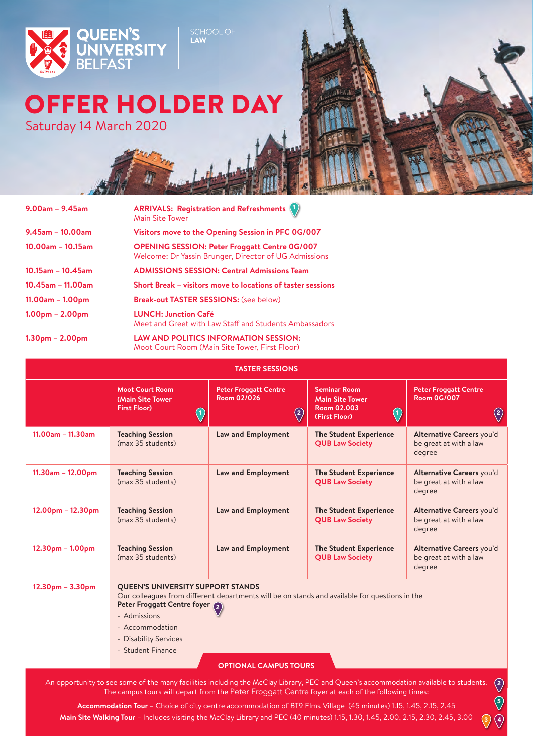QUEEN'S UNIVERSITY BELFAST

SCHOOL OF **LAW**

# OFFER HOLDER DAY

Saturday 14 March 2020

| | |
|---|---|
| 9.00am – 9.45am | **ARRIVALS: Registration and Refreshments** (1) Main Site Tower |
| 9.45am – 10.00am | **Visitors move to the Opening Session in PFC 0G/007** |
| 10.00am – 10.15am | **OPENING SESSION: Peter Froggatt Centre 0G/007** Welcome: Dr Yassin Brunger, Director of UG Admissions |
| 10.15am – 10.45am | **ADMISSIONS SESSION: Central Admissions Team** |
| 10.45am – 11.00am | **Short Break – visitors move to locations of taster sessions** |
| 11.00am – 1.00pm | **Break-out TASTER SESSIONS:** (see below) |
| 1.00pm – 2.00pm | **LUNCH: Junction Café** Meet and Greet with Law Staff and Students Ambassadors |
| 1.30pm – 2.00pm | **LAW AND POLITICS INFORMATION SESSION:** Moot Court Room (Main Site Tower, First Floor) |

## TASTER SESSIONS

| | Moot Court Room (Main Site Tower First Floor) (1) | Peter Froggatt Centre Room 02/026 (2) | Seminar Room Main Site Tower Room 02.003 (First Floor) (1) | Peter Froggatt Centre Room 0G/007 (2) |
|---|---|---|---|---|
| 11.00am – 11.30am | **Teaching Session** (max 35 students) | **Law and Employment** | **The Student Experience** QUB Law Society | **Alternative Careers** you'd be great at with a law degree |
| 11.30am – 12.00pm | **Teaching Session** (max 35 students) | **Law and Employment** | **The Student Experience** QUB Law Society | **Alternative Careers** you'd be great at with a law degree |
| 12.00pm – 12.30pm | **Teaching Session** (max 35 students) | **Law and Employment** | **The Student Experience** QUB Law Society | **Alternative Careers** you'd be great at with a law degree |
| 12.30pm – 1.00pm | **Teaching Session** (max 35 students) | **Law and Employment** | **The Student Experience** QUB Law Society | **Alternative Careers** you'd be great at with a law degree |
| 12.30pm – 3.30pm | **QUEEN'S UNIVERSITY SUPPORT STANDS** Our colleagues from different departments will be on stands and available for questions in the **Peter Froggatt Centre foyer** (2) - Admissions - Accommodation - Disability Services - Student Finance | | | |

## OPTIONAL CAMPUS TOURS

An opportunity to see some of the many facilities including the McClay Library, PEC and Queen's accommodation available to students. The campus tours will depart from the Peter Froggatt Centre foyer at each of the following times: (2)

**Accommodation Tour** – Choice of city centre accommodation of BT9 Elms Village (45 minutes) 1.15, 1.45, 2.15, 2.45 (5)

**Main Site Walking Tour** – Includes visiting the McClay Library and PEC (40 minutes) 1.15, 1.30, 1.45, 2.00, 2.15, 2.30, 2.45, 3.00 (3) (4)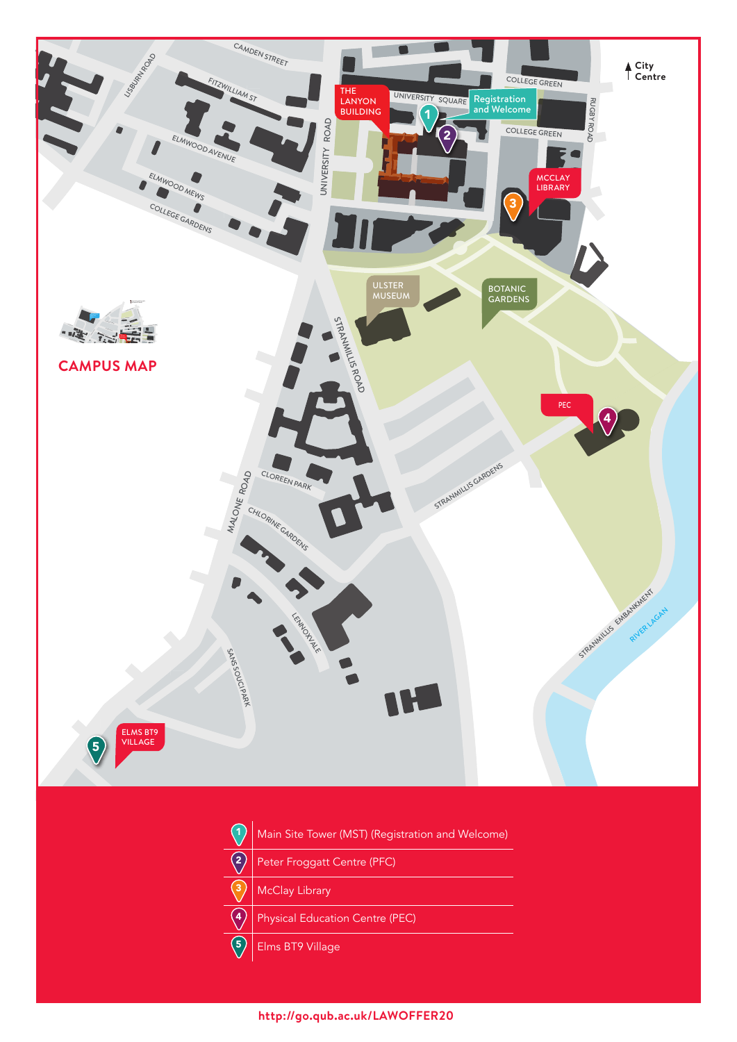## CAMPUS MAP

1 Main Site Tower (MST) (Registration and Welcome)

2 Peter Froggatt Centre (PFC)

3 McClay Library

4 Physical Education Centre (PEC)

5 Elms BT9 Village

http://go.qub.ac.uk/LAWOFFER20